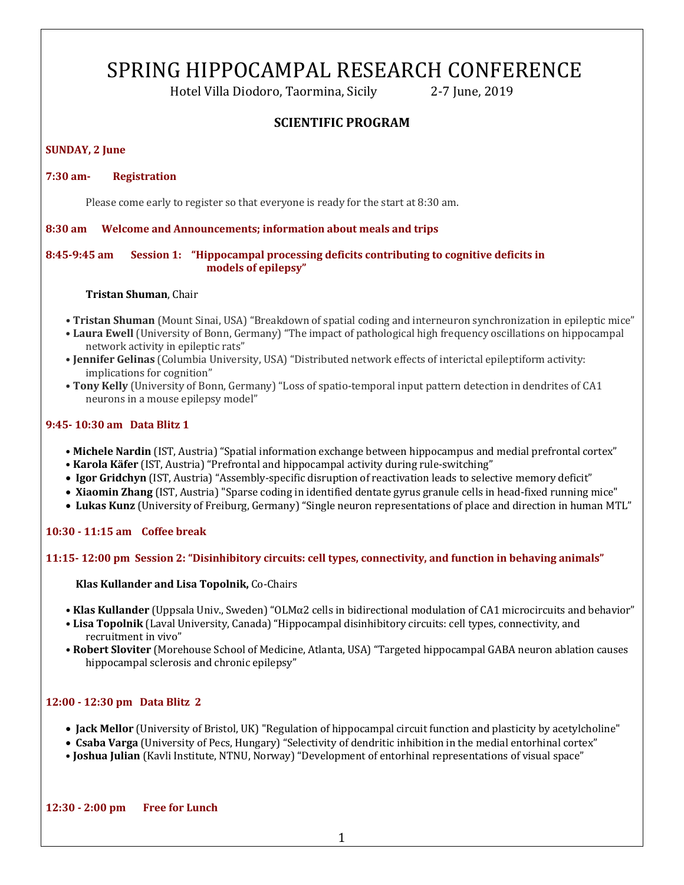# SPRING HIPPOCAMPAL RESEARCH CONFERENCE

Hotel Villa Diodoro, Taormina, Sicily 2-7 June, 2019

## SCIENTIFIC PROGRAM

### SUNDAY, 2 June

**7:30 am- Registration**

Please come early to register so that everyone is ready for the start at 8:30 am.

**8:30 am Welcome and Announcements; information about meals and trips**

**8:45-9:45 am Session 1: "Hippocampal processing deficits contributing to cognitive deficits in models of epilepsy"**

**Tristan Shuman**, Chair

- **Tristan Shuman** (Mount Sinai, USA) "Breakdown of spatial coding and interneuron synchronization in epileptic mice"
- **Laura Ewell** (University of Bonn, Germany) "The impact of pathological high frequency oscillations on hippocampal network activity in epileptic rats"
- **Jennifer Gelinas** (Columbia University, USA) "Distributed network effects of interictal epileptiform activity: implications for cognition"
- **Tony Kelly** (University of Bonn, Germany) "Loss of spatio-temporal input pattern detection in dendrites of CA1 neurons in a mouse epilepsy model"

**9:45- 10:30 am Data Blitz 1**

- **Michele Nardin** (IST, Austria) "Spatial information exchange between hippocampus and medial prefrontal cortex"
- **Karola Käfer** (IST, Austria) "Prefrontal and hippocampal activity during rule-switching"
- **Igor Gridchyn** (IST, Austria) "Assembly-specific disruption of reactivation leads to selective memory deficit"
- **Xiaomin Zhang** (IST, Austria) "Sparse coding in identified dentate gyrus granule cells in head-fixed running mice"
- **Lukas Kunz** (University of Freiburg, Germany) "Single neuron representations of place and direction in human MTL"

**10:30 - 11:15 am Coffee break**

**11:15- 12:00 pm Session 2: "Disinhibitory circuits: cell types, connectivity, and function in behaving animals"**

**Klas Kullander and Lisa Topolnik,** Co-Chairs

- **Klas Kullander** (Uppsala Univ., Sweden) "OLMα2 cells in bidirectional modulation of CA1 microcircuits and behavior"
- **Lisa Topolnik** (Laval University, Canada) "Hippocampal disinhibitory circuits: cell types, connectivity, and recruitment in vivo"
- **Robert Sloviter** (Morehouse School of Medicine, Atlanta, USA) "Targeted hippocampal GABA neuron ablation causes hippocampal sclerosis and chronic epilepsy"

**12:00 - 12:30 pm Data Blitz 2**

- **Jack Mellor** (University of Bristol, UK) "Regulation of hippocampal circuit function and plasticity by acetylcholine"
- **Csaba Varga** (University of Pecs, Hungary) "Selectivity of dendritic inhibition in the medial entorhinal cortex"
- **Joshua Julian** (Kavli Institute, NTNU, Norway) "Development of entorhinal representations of visual space"

**12:30 - 2:00 pm Free for Lunch**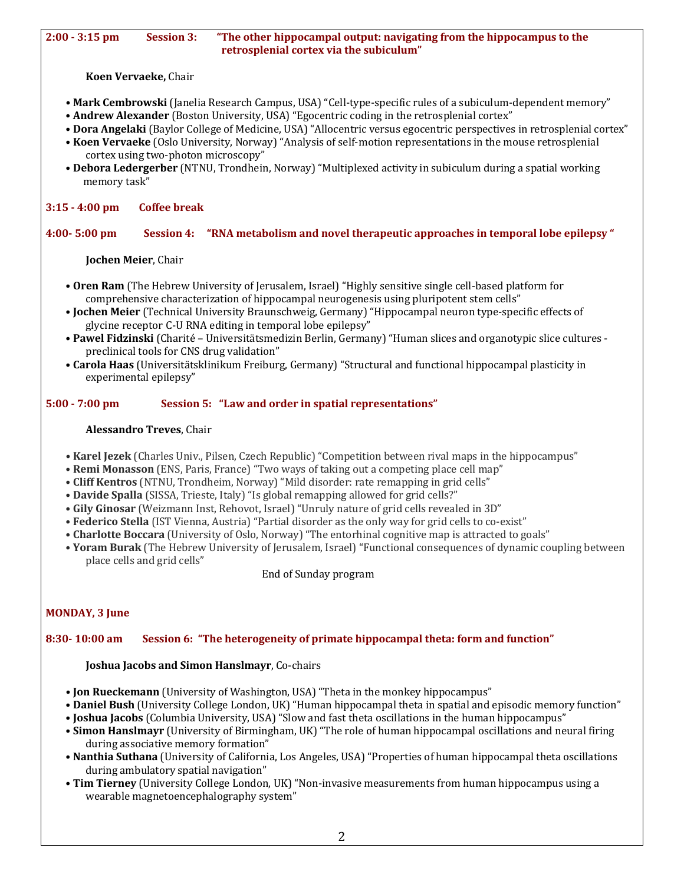### 2:00 - 3:15 pm Session 3: "The other hippocampal output: navigating from the hippocampus to the retrosplenial cortex via the subiculum"

**Koen Vervaeke,** Chair

- **Mark Cembrowski** (Janelia Research Campus, USA) "Cell-type-specific rules of a subiculum-dependent memory"
- **Andrew Alexander** (Boston University, USA) "Egocentric coding in the retrosplenial cortex"
- **Dora Angelaki** (Baylor College of Medicine, USA) "Allocentric versus egocentric perspectives in retrosplenial cortex"
- **Koen Vervaeke** (Oslo University, Norway) "Analysis of self-motion representations in the mouse retrosplenial cortex using two-photon microscopy"
- **Debora Ledergerber** (NTNU, Trondhein, Norway) "Multiplexed activity in subiculum during a spatial working memory task"

### 3:15 - 4:00 pm Coffee break

### 4:00- 5:00 pm Session 4: "RNA metabolism and novel therapeutic approaches in temporal lobe epilepsy "

**Jochen Meier**, Chair

- **Oren Ram** (The Hebrew University of Jerusalem, Israel) "Highly sensitive single cell-based platform for comprehensive characterization of hippocampal neurogenesis using pluripotent stem cells"
- **Jochen Meier** (Technical University Braunschweig, Germany) "Hippocampal neuron type-specific effects of glycine receptor C-U RNA editing in temporal lobe epilepsy"
- **Pawel Fidzinski** (Charité – Universitätsmedizin Berlin, Germany) "Human slices and organotypic slice cultures - preclinical tools for CNS drug validation"
- **Carola Haas** (Universitätsklinikum Freiburg, Germany) "Structural and functional hippocampal plasticity in experimental epilepsy"

### 5:00 - 7:00 pm Session 5: "Law and order in spatial representations"

**Alessandro Treves**, Chair

- **Karel Jezek** (Charles Univ., Pilsen, Czech Republic) "Competition between rival maps in the hippocampus"
- **Remi Monasson** (ENS, Paris, France) "Two ways of taking out a competing place cell map"
- **Cliff Kentros** (NTNU, Trondheim, Norway) "Mild disorder: rate remapping in grid cells"
- **Davide Spalla** (SISSA, Trieste, Italy) "Is global remapping allowed for grid cells?"
- **Gily Ginosar** (Weizmann Inst, Rehovot, Israel) "Unruly nature of grid cells revealed in 3D"
- **Federico Stella** (IST Vienna, Austria) "Partial disorder as the only way for grid cells to co-exist"
- **Charlotte Boccara** (University of Oslo, Norway) "The entorhinal cognitive map is attracted to goals"
- **Yoram Burak** (The Hebrew University of Jerusalem, Israel) "Functional consequences of dynamic coupling between place cells and grid cells"

End of Sunday program

## MONDAY, 3 June

### 8:30- 10:00 am Session 6: "The heterogeneity of primate hippocampal theta: form and function"

**Joshua Jacobs and Simon Hanslmayr**, Co-chairs

- **Jon Rueckemann** (University of Washington, USA) "Theta in the monkey hippocampus"
- **Daniel Bush** (University College London, UK) "Human hippocampal theta in spatial and episodic memory function"
- **Joshua Jacobs** (Columbia University, USA) "Slow and fast theta oscillations in the human hippocampus"
- **Simon Hanslmayr** (University of Birmingham, UK) "The role of human hippocampal oscillations and neural firing during associative memory formation"
- **Nanthia Suthana** (University of California, Los Angeles, USA) "Properties of human hippocampal theta oscillations during ambulatory spatial navigation"
- **Tim Tierney** (University College London, UK) "Non-invasive measurements from human hippocampus using a wearable magnetoencephalography system"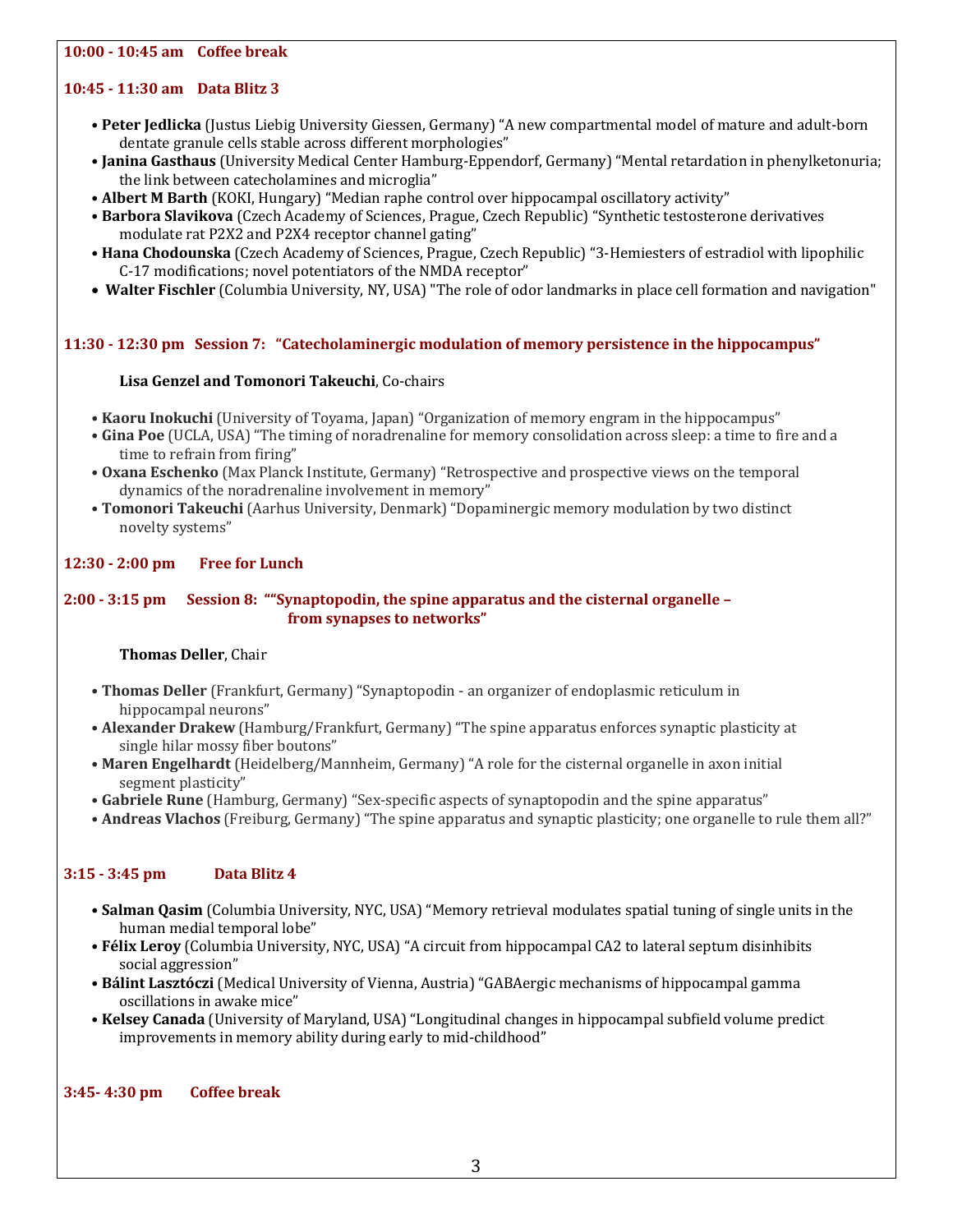**10:00 - 10:45 am  Coffee break**

**10:45 - 11:30 am  Data Blitz 3**

- **Peter Jedlicka** (Justus Liebig University Giessen, Germany) "A new compartmental model of mature and adult-born dentate granule cells stable across different morphologies"
- **Janina Gasthaus** (University Medical Center Hamburg-Eppendorf, Germany) "Mental retardation in phenylketonuria; the link between catecholamines and microglia"
- **Albert M Barth** (KOKI, Hungary) "Median raphe control over hippocampal oscillatory activity"
- **Barbora Slavikova** (Czech Academy of Sciences, Prague, Czech Republic) "Synthetic testosterone derivatives modulate rat P2X2 and P2X4 receptor channel gating"
- **Hana Chodounska** (Czech Academy of Sciences, Prague, Czech Republic) "3-Hemiesters of estradiol with lipophilic C-17 modifications; novel potentiators of the NMDA receptor"
- **Walter Fischler** (Columbia University, NY, USA) "The role of odor landmarks in place cell formation and navigation"

**11:30 - 12:30 pm  Session 7: "Catecholaminergic modulation of memory persistence in the hippocampus"**

**Lisa Genzel and Tomonori Takeuchi**, Co-chairs

- **Kaoru Inokuchi** (University of Toyama, Japan) "Organization of memory engram in the hippocampus"
- **Gina Poe** (UCLA, USA) "The timing of noradrenaline for memory consolidation across sleep: a time to fire and a time to refrain from firing"
- **Oxana Eschenko** (Max Planck Institute, Germany) "Retrospective and prospective views on the temporal dynamics of the noradrenaline involvement in memory"
- **Tomonori Takeuchi** (Aarhus University, Denmark) "Dopaminergic memory modulation by two distinct novelty systems"

**12:30 - 2:00 pm  Free for Lunch**

**2:00 - 3:15 pm  Session 8: ""Synaptopodin, the spine apparatus and the cisternal organelle – from synapses to networks"**

**Thomas Deller**, Chair

- **Thomas Deller** (Frankfurt, Germany) "Synaptopodin - an organizer of endoplasmic reticulum in hippocampal neurons"
- **Alexander Drakew** (Hamburg/Frankfurt, Germany) "The spine apparatus enforces synaptic plasticity at single hilar mossy fiber boutons"
- **Maren Engelhardt** (Heidelberg/Mannheim, Germany) "A role for the cisternal organelle in axon initial segment plasticity"
- **Gabriele Rune** (Hamburg, Germany) "Sex-specific aspects of synaptopodin and the spine apparatus"
- **Andreas Vlachos** (Freiburg, Germany) "The spine apparatus and synaptic plasticity; one organelle to rule them all?"

**3:15 - 3:45 pm  Data Blitz 4**

- **Salman Qasim** (Columbia University, NYC, USA) "Memory retrieval modulates spatial tuning of single units in the human medial temporal lobe"
- **Félix Leroy** (Columbia University, NYC, USA) "A circuit from hippocampal CA2 to lateral septum disinhibits social aggression"
- **Bálint Lasztóczi** (Medical University of Vienna, Austria) "GABAergic mechanisms of hippocampal gamma oscillations in awake mice"
- **Kelsey Canada** (University of Maryland, USA) "Longitudinal changes in hippocampal subfield volume predict improvements in memory ability during early to mid-childhood"

**3:45- 4:30 pm  Coffee break**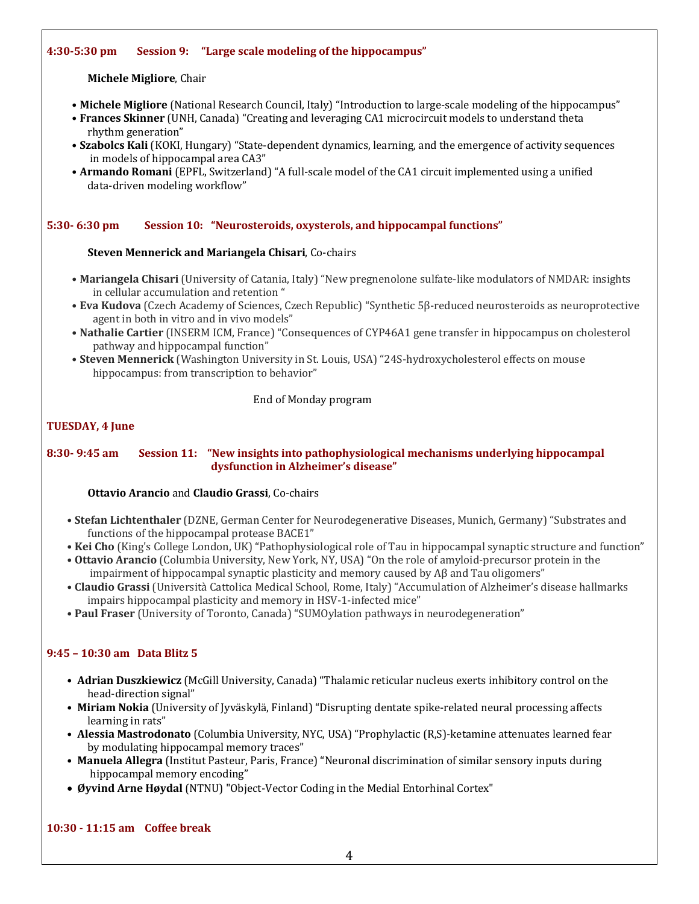### 4:30-5:30 pm Session 9: "Large scale modeling of the hippocampus"

**Michele Migliore**, Chair

- **Michele Migliore** (National Research Council, Italy) "Introduction to large-scale modeling of the hippocampus"
- **Frances Skinner** (UNH, Canada) "Creating and leveraging CA1 microcircuit models to understand theta rhythm generation"
- **Szabolcs Kali** (KOKI, Hungary) "State-dependent dynamics, learning, and the emergence of activity sequences in models of hippocampal area CA3"
- **Armando Romani** (EPFL, Switzerland) "A full-scale model of the CA1 circuit implemented using a unified data-driven modeling workflow"

### 5:30- 6:30 pm Session 10: "Neurosteroids, oxysterols, and hippocampal functions"

**Steven Mennerick and Mariangela Chisari**, Co-chairs

- **Mariangela Chisari** (University of Catania, Italy) "New pregnenolone sulfate-like modulators of NMDAR: insights in cellular accumulation and retention "
- **Eva Kudova** (Czech Academy of Sciences, Czech Republic) "Synthetic 5β-reduced neurosteroids as neuroprotective agent in both in vitro and in vivo models"
- **Nathalie Cartier** (INSERM ICM, France) "Consequences of CYP46A1 gene transfer in hippocampus on cholesterol pathway and hippocampal function"
- **Steven Mennerick** (Washington University in St. Louis, USA) "24S-hydroxycholesterol effects on mouse hippocampus: from transcription to behavior"

End of Monday program

## TUESDAY, 4 June

### 8:30- 9:45 am Session 11: "New insights into pathophysiological mechanisms underlying hippocampal dysfunction in Alzheimer's disease"

**Ottavio Arancio** and **Claudio Grassi**, Co-chairs

- **Stefan Lichtenthaler** (DZNE, German Center for Neurodegenerative Diseases, Munich, Germany) "Substrates and functions of the hippocampal protease BACE1"
- **Kei Cho** (King's College London, UK) "Pathophysiological role of Tau in hippocampal synaptic structure and function"
- **Ottavio Arancio** (Columbia University, New York, NY, USA) "On the role of amyloid-precursor protein in the impairment of hippocampal synaptic plasticity and memory caused by Aβ and Tau oligomers"
- **Claudio Grassi** (Università Cattolica Medical School, Rome, Italy) "Accumulation of Alzheimer's disease hallmarks impairs hippocampal plasticity and memory in HSV-1-infected mice"
- **Paul Fraser** (University of Toronto, Canada) "SUMOylation pathways in neurodegeneration"

### 9:45 – 10:30 am Data Blitz 5

- **Adrian Duszkiewicz** (McGill University, Canada) "Thalamic reticular nucleus exerts inhibitory control on the head-direction signal"
- **Miriam Nokia** (University of Jyväskylä, Finland) "Disrupting dentate spike-related neural processing affects learning in rats"
- **Alessia Mastrodonato** (Columbia University, NYC, USA) "Prophylactic (R,S)-ketamine attenuates learned fear by modulating hippocampal memory traces"
- **Manuela Allegra** (Institut Pasteur, Paris, France) "Neuronal discrimination of similar sensory inputs during hippocampal memory encoding"
- **Øyvind Arne Høydal** (NTNU) "Object-Vector Coding in the Medial Entorhinal Cortex"

### 10:30 - 11:15 am Coffee break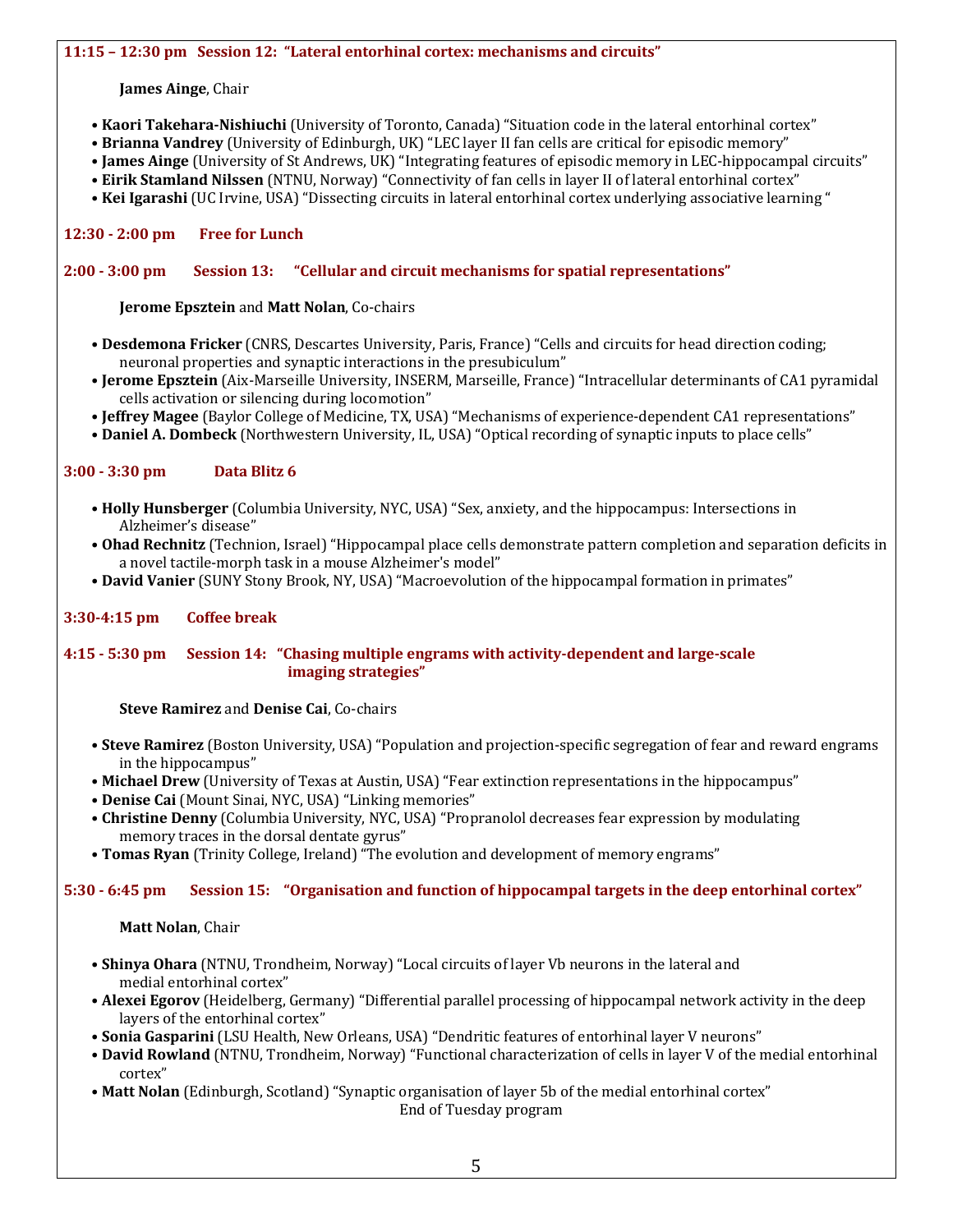**11:15 – 12:30 pm Session 12: "Lateral entorhinal cortex: mechanisms and circuits"**

**James Ainge**, Chair

- **Kaori Takehara-Nishiuchi** (University of Toronto, Canada) "Situation code in the lateral entorhinal cortex"
- **Brianna Vandrey** (University of Edinburgh, UK) "LEC layer II fan cells are critical for episodic memory"
- **James Ainge** (University of St Andrews, UK) "Integrating features of episodic memory in LEC-hippocampal circuits"
- **Eirik Stamland Nilssen** (NTNU, Norway) "Connectivity of fan cells in layer II of lateral entorhinal cortex"
- **Kei Igarashi** (UC Irvine, USA) "Dissecting circuits in lateral entorhinal cortex underlying associative learning "

**12:30 - 2:00 pm Free for Lunch**

**2:00 - 3:00 pm Session 13: "Cellular and circuit mechanisms for spatial representations"**

**Jerome Epsztein** and **Matt Nolan**, Co-chairs

- **Desdemona Fricker** (CNRS, Descartes University, Paris, France) "Cells and circuits for head direction coding; neuronal properties and synaptic interactions in the presubiculum"
- **Jerome Epsztein** (Aix-Marseille University, INSERM, Marseille, France) "Intracellular determinants of CA1 pyramidal cells activation or silencing during locomotion"
- **Jeffrey Magee** (Baylor College of Medicine, TX, USA) "Mechanisms of experience-dependent CA1 representations"
- **Daniel A. Dombeck** (Northwestern University, IL, USA) "Optical recording of synaptic inputs to place cells"

**3:00 - 3:30 pm Data Blitz 6**

- **Holly Hunsberger** (Columbia University, NYC, USA) "Sex, anxiety, and the hippocampus: Intersections in Alzheimer's disease"
- **Ohad Rechnitz** (Technion, Israel) "Hippocampal place cells demonstrate pattern completion and separation deficits in a novel tactile-morph task in a mouse Alzheimer's model"
- **David Vanier** (SUNY Stony Brook, NY, USA) "Macroevolution of the hippocampal formation in primates"

**3:30-4:15 pm Coffee break**

**4:15 - 5:30 pm Session 14: "Chasing multiple engrams with activity-dependent and large-scale imaging strategies"**

**Steve Ramirez** and **Denise Cai**, Co-chairs

- **Steve Ramirez** (Boston University, USA) "Population and projection-specific segregation of fear and reward engrams in the hippocampus"
- **Michael Drew** (University of Texas at Austin, USA) "Fear extinction representations in the hippocampus"
- **Denise Cai** (Mount Sinai, NYC, USA) "Linking memories"
- **Christine Denny** (Columbia University, NYC, USA) "Propranolol decreases fear expression by modulating memory traces in the dorsal dentate gyrus"
- **Tomas Ryan** (Trinity College, Ireland) "The evolution and development of memory engrams"

**5:30 - 6:45 pm Session 15: "Organisation and function of hippocampal targets in the deep entorhinal cortex"**

**Matt Nolan**, Chair

- **Shinya Ohara** (NTNU, Trondheim, Norway) "Local circuits of layer Vb neurons in the lateral and medial entorhinal cortex"
- **Alexei Egorov** (Heidelberg, Germany) "Differential parallel processing of hippocampal network activity in the deep layers of the entorhinal cortex"
- **Sonia Gasparini** (LSU Health, New Orleans, USA) "Dendritic features of entorhinal layer V neurons"
- **David Rowland** (NTNU, Trondheim, Norway) "Functional characterization of cells in layer V of the medial entorhinal cortex"
- **Matt Nolan** (Edinburgh, Scotland) "Synaptic organisation of layer 5b of the medial entorhinal cortex"

End of Tuesday program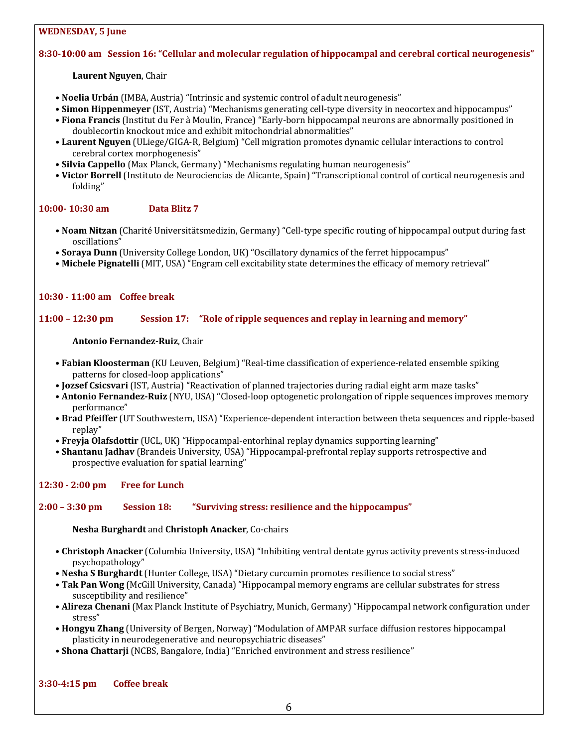## WEDNESDAY, 5 June

### 8:30-10:00 am Session 16: "Cellular and molecular regulation of hippocampal and cerebral cortical neurogenesis"

**Laurent Nguyen**, Chair

- **Noelia Urbán** (IMBA, Austria) "Intrinsic and systemic control of adult neurogenesis"
- **Simon Hippenmeyer** (IST, Austria) "Mechanisms generating cell-type diversity in neocortex and hippocampus"
- **Fiona Francis** (Institut du Fer à Moulin, France) "Early-born hippocampal neurons are abnormally positioned in doublecortin knockout mice and exhibit mitochondrial abnormalities"
- **Laurent Nguyen** (ULiege/GIGA-R, Belgium) "Cell migration promotes dynamic cellular interactions to control cerebral cortex morphogenesis"
- **Silvia Cappello** (Max Planck, Germany) "Mechanisms regulating human neurogenesis"
- **Victor Borrell** (Instituto de Neurociencias de Alicante, Spain) "Transcriptional control of cortical neurogenesis and folding"

### 10:00- 10:30 am Data Blitz 7

- **Noam Nitzan** (Charité Universitätsmedizin, Germany) "Cell-type specific routing of hippocampal output during fast oscillations"
- **Soraya Dunn** (University College London, UK) "Oscillatory dynamics of the ferret hippocampus"
- **Michele Pignatelli** (MIT, USA) "Engram cell excitability state determines the efficacy of memory retrieval"

### 10:30 - 11:00 am Coffee break

### 11:00 – 12:30 pm Session 17: "Role of ripple sequences and replay in learning and memory"

**Antonio Fernandez-Ruiz**, Chair

- **Fabian Kloosterman** (KU Leuven, Belgium) "Real-time classification of experience-related ensemble spiking patterns for closed-loop applications"
- **Jozsef Csicsvari** (IST, Austria) "Reactivation of planned trajectories during radial eight arm maze tasks"
- **Antonio Fernandez-Ruiz** (NYU, USA) "Closed-loop optogenetic prolongation of ripple sequences improves memory performance"
- **Brad Pfeiffer** (UT Southwestern, USA) "Experience-dependent interaction between theta sequences and ripple-based replay"
- **Freyja Olafsdottir** (UCL, UK) "Hippocampal-entorhinal replay dynamics supporting learning"
- **Shantanu Jadhav** (Brandeis University, USA) "Hippocampal-prefrontal replay supports retrospective and prospective evaluation for spatial learning"

### 12:30 - 2:00 pm Free for Lunch

### 2:00 – 3:30 pm Session 18: "Surviving stress: resilience and the hippocampus"

**Nesha Burghardt** and **Christoph Anacker**, Co-chairs

- **Christoph Anacker** (Columbia University, USA) "Inhibiting ventral dentate gyrus activity prevents stress-induced psychopathology"
- **Nesha S Burghardt** (Hunter College, USA) "Dietary curcumin promotes resilience to social stress"
- **Tak Pan Wong** (McGill University, Canada) "Hippocampal memory engrams are cellular substrates for stress susceptibility and resilience"
- **Alireza Chenani** (Max Planck Institute of Psychiatry, Munich, Germany) "Hippocampal network configuration under stress"
- **Hongyu Zhang** (University of Bergen, Norway) "Modulation of AMPAR surface diffusion restores hippocampal plasticity in neurodegenerative and neuropsychiatric diseases"
- **Shona Chattarji** (NCBS, Bangalore, India) "Enriched environment and stress resilience"

### 3:30-4:15 pm Coffee break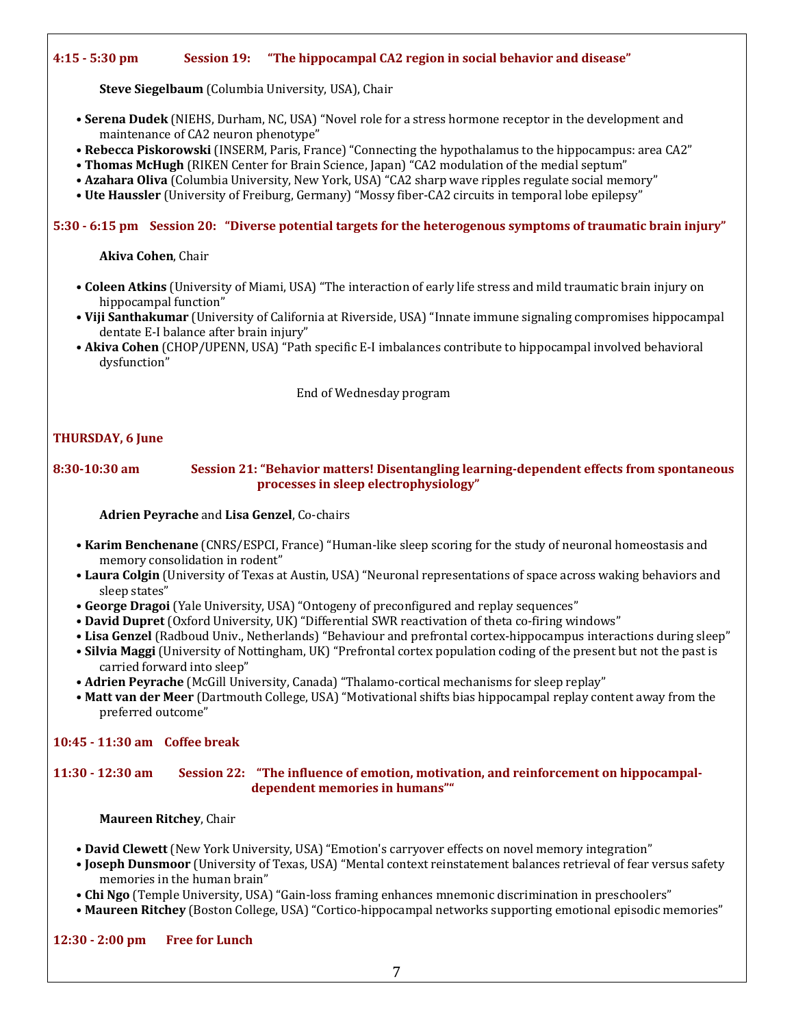**4:15 - 5:30 pm Session 19: "The hippocampal CA2 region in social behavior and disease"**

**Steve Siegelbaum** (Columbia University, USA), Chair

- **Serena Dudek** (NIEHS, Durham, NC, USA) "Novel role for a stress hormone receptor in the development and maintenance of CA2 neuron phenotype"
- **Rebecca Piskorowski** (INSERM, Paris, France) "Connecting the hypothalamus to the hippocampus: area CA2"
- **Thomas McHugh** (RIKEN Center for Brain Science, Japan) "CA2 modulation of the medial septum"
- **Azahara Oliva** (Columbia University, New York, USA) "CA2 sharp wave ripples regulate social memory"
- **Ute Haussler** (University of Freiburg, Germany) "Mossy fiber-CA2 circuits in temporal lobe epilepsy"

**5:30 - 6:15 pm Session 20: "Diverse potential targets for the heterogenous symptoms of traumatic brain injury"**

**Akiva Cohen**, Chair

- **Coleen Atkins** (University of Miami, USA) "The interaction of early life stress and mild traumatic brain injury on hippocampal function"
- **Viji Santhakumar** (University of California at Riverside, USA) "Innate immune signaling compromises hippocampal dentate E-I balance after brain injury"
- **Akiva Cohen** (CHOP/UPENN, USA) "Path specific E-I imbalances contribute to hippocampal involved behavioral dysfunction"

End of Wednesday program

## THURSDAY, 6 June

**8:30-10:30 am Session 21: "Behavior matters! Disentangling learning-dependent effects from spontaneous processes in sleep electrophysiology"**

**Adrien Peyrache** and **Lisa Genzel**, Co-chairs

- **Karim Benchenane** (CNRS/ESPCI, France) "Human-like sleep scoring for the study of neuronal homeostasis and memory consolidation in rodent"
- **Laura Colgin** (University of Texas at Austin, USA) "Neuronal representations of space across waking behaviors and sleep states"
- **George Dragoi** (Yale University, USA) "Ontogeny of preconfigured and replay sequences"
- **David Dupret** (Oxford University, UK) "Differential SWR reactivation of theta co-firing windows"
- **Lisa Genzel** (Radboud Univ., Netherlands) "Behaviour and prefrontal cortex-hippocampus interactions during sleep"
- **Silvia Maggi** (University of Nottingham, UK) "Prefrontal cortex population coding of the present but not the past is carried forward into sleep"
- **Adrien Peyrache** (McGill University, Canada) "Thalamo-cortical mechanisms for sleep replay"
- **Matt van der Meer** (Dartmouth College, USA) "Motivational shifts bias hippocampal replay content away from the preferred outcome"

**10:45 - 11:30 am Coffee break**

**11:30 - 12:30 am Session 22: "The influence of emotion, motivation, and reinforcement on hippocampal-dependent memories in humans""**

**Maureen Ritchey**, Chair

- **David Clewett** (New York University, USA) "Emotion's carryover effects on novel memory integration"
- **Joseph Dunsmoor** (University of Texas, USA) "Mental context reinstatement balances retrieval of fear versus safety memories in the human brain"
- **Chi Ngo** (Temple University, USA) "Gain-loss framing enhances mnemonic discrimination in preschoolers"
- **Maureen Ritchey** (Boston College, USA) "Cortico-hippocampal networks supporting emotional episodic memories"

**12:30 - 2:00 pm Free for Lunch**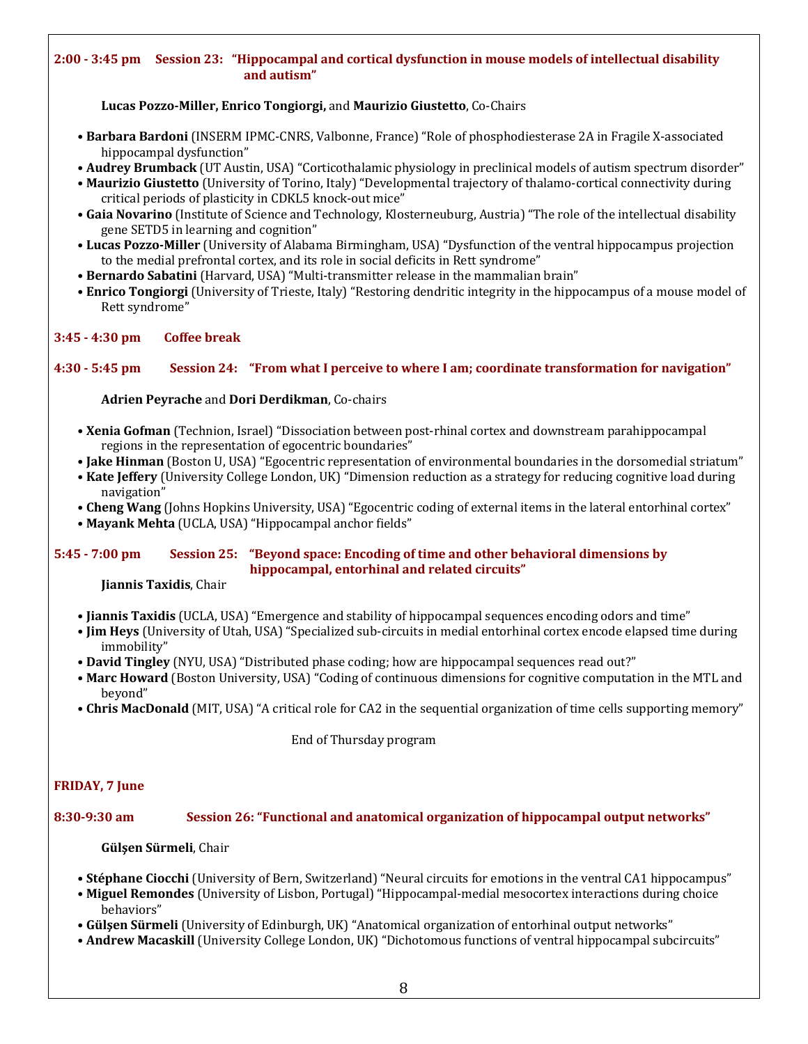### 2:00 - 3:45 pm Session 23: "Hippocampal and cortical dysfunction in mouse models of intellectual disability and autism"

**Lucas Pozzo-Miller, Enrico Tongiorgi,** and **Maurizio Giustetto**, Co-Chairs

- **Barbara Bardoni** (INSERM IPMC-CNRS, Valbonne, France) "Role of phosphodiesterase 2A in Fragile X-associated hippocampal dysfunction"
- **Audrey Brumback** (UT Austin, USA) "Corticothalamic physiology in preclinical models of autism spectrum disorder"
- **Maurizio Giustetto** (University of Torino, Italy) "Developmental trajectory of thalamo-cortical connectivity during critical periods of plasticity in CDKL5 knock-out mice"
- **Gaia Novarino** (Institute of Science and Technology, Klosterneuburg, Austria) "The role of the intellectual disability gene SETD5 in learning and cognition"
- **Lucas Pozzo-Miller** (University of Alabama Birmingham, USA) "Dysfunction of the ventral hippocampus projection to the medial prefrontal cortex, and its role in social deficits in Rett syndrome"
- **Bernardo Sabatini** (Harvard, USA) "Multi-transmitter release in the mammalian brain"
- **Enrico Tongiorgi** (University of Trieste, Italy) "Restoring dendritic integrity in the hippocampus of a mouse model of Rett syndrome"

### 3:45 - 4:30 pm Coffee break

### 4:30 - 5:45 pm Session 24: "From what I perceive to where I am; coordinate transformation for navigation"

**Adrien Peyrache** and **Dori Derdikman**, Co-chairs

- **Xenia Gofman** (Technion, Israel) "Dissociation between post-rhinal cortex and downstream parahippocampal regions in the representation of egocentric boundaries"
- **Jake Hinman** (Boston U, USA) "Egocentric representation of environmental boundaries in the dorsomedial striatum"
- **Kate Jeffery** (University College London, UK) "Dimension reduction as a strategy for reducing cognitive load during navigation"
- **Cheng Wang** (Johns Hopkins University, USA) "Egocentric coding of external items in the lateral entorhinal cortex"
- **Mayank Mehta** (UCLA, USA) "Hippocampal anchor fields"

### 5:45 - 7:00 pm Session 25: "Beyond space: Encoding of time and other behavioral dimensions by hippocampal, entorhinal and related circuits"

**Jiannis Taxidis**, Chair

- **Jiannis Taxidis** (UCLA, USA) "Emergence and stability of hippocampal sequences encoding odors and time"
- **Jim Heys** (University of Utah, USA) "Specialized sub-circuits in medial entorhinal cortex encode elapsed time during immobility"
- **David Tingley** (NYU, USA) "Distributed phase coding; how are hippocampal sequences read out?"
- **Marc Howard** (Boston University, USA) "Coding of continuous dimensions for cognitive computation in the MTL and beyond"
- **Chris MacDonald** (MIT, USA) "A critical role for CA2 in the sequential organization of time cells supporting memory"

End of Thursday program

## FRIDAY, 7 June

### 8:30-9:30 am Session 26: "Functional and anatomical organization of hippocampal output networks"

**Gülşen Sürmeli**, Chair

- **Stéphane Ciocchi** (University of Bern, Switzerland) "Neural circuits for emotions in the ventral CA1 hippocampus"
- **Miguel Remondes** (University of Lisbon, Portugal) "Hippocampal-medial mesocortex interactions during choice behaviors"
- **Gülşen Sürmeli** (University of Edinburgh, UK) "Anatomical organization of entorhinal output networks"
- **Andrew Macaskill** (University College London, UK) "Dichotomous functions of ventral hippocampal subcircuits"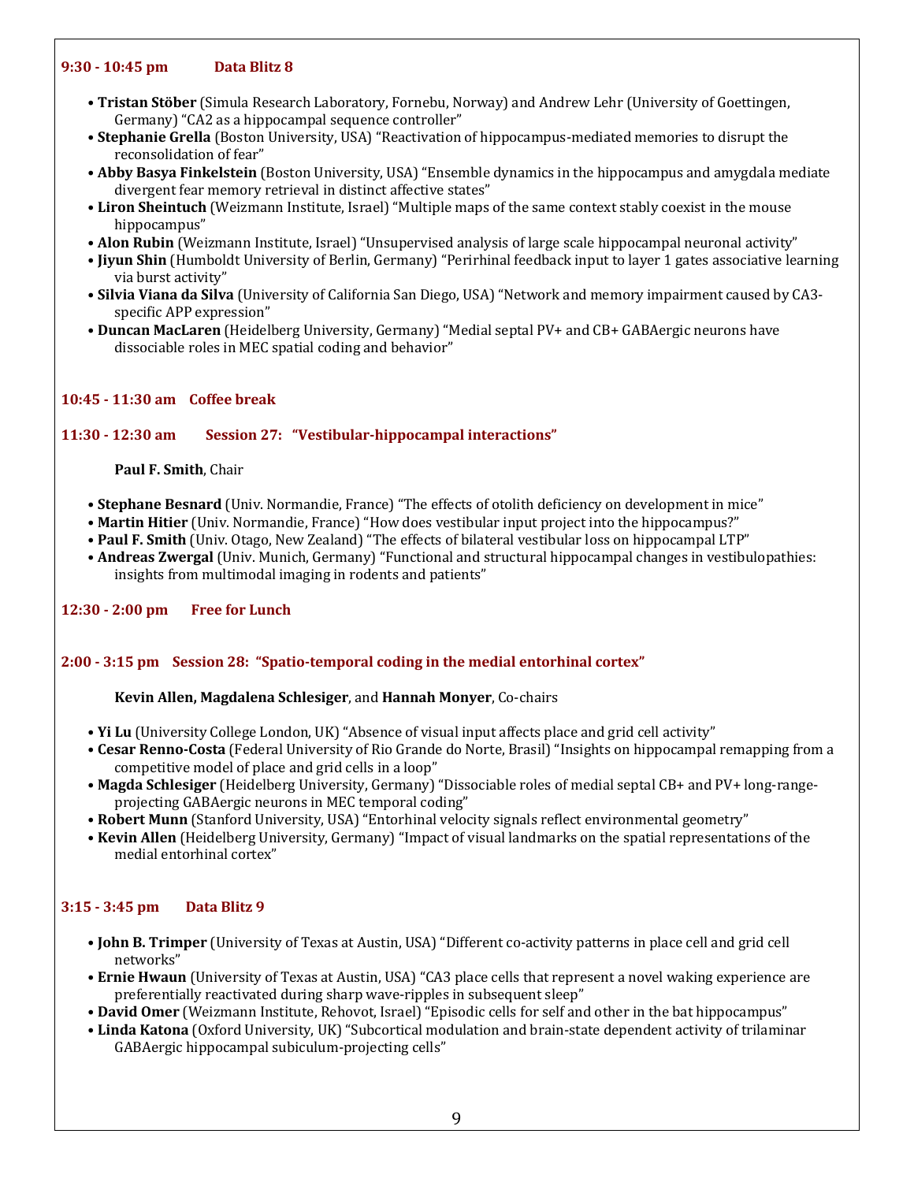**9:30 - 10:45 pm Data Blitz 8**

- **Tristan Stöber** (Simula Research Laboratory, Fornebu, Norway) and Andrew Lehr (University of Goettingen, Germany) “CA2 as a hippocampal sequence controller”
- **Stephanie Grella** (Boston University, USA) “Reactivation of hippocampus-mediated memories to disrupt the reconsolidation of fear”
- **Abby Basya Finkelstein** (Boston University, USA) “Ensemble dynamics in the hippocampus and amygdala mediate divergent fear memory retrieval in distinct affective states”
- **Liron Sheintuch** (Weizmann Institute, Israel) “Multiple maps of the same context stably coexist in the mouse hippocampus”
- **Alon Rubin** (Weizmann Institute, Israel) “Unsupervised analysis of large scale hippocampal neuronal activity”
- **Jiyun Shin** (Humboldt University of Berlin, Germany) “Perirhinal feedback input to layer 1 gates associative learning via burst activity”
- **Silvia Viana da Silva** (University of California San Diego, USA) “Network and memory impairment caused by CA3-specific APP expression”
- **Duncan MacLaren** (Heidelberg University, Germany) “Medial septal PV+ and CB+ GABAergic neurons have dissociable roles in MEC spatial coding and behavior”

**10:45 - 11:30 am Coffee break**

**11:30 - 12:30 am Session 27: “Vestibular-hippocampal interactions”**

**Paul F. Smith**, Chair

- **Stephane Besnard** (Univ. Normandie, France) “The effects of otolith deficiency on development in mice”
- **Martin Hitier** (Univ. Normandie, France) “How does vestibular input project into the hippocampus?”
- **Paul F. Smith** (Univ. Otago, New Zealand) “The effects of bilateral vestibular loss on hippocampal LTP”
- **Andreas Zwergal** (Univ. Munich, Germany) “Functional and structural hippocampal changes in vestibulopathies: insights from multimodal imaging in rodents and patients”

**12:30 - 2:00 pm Free for Lunch**

**2:00 - 3:15 pm Session 28: “Spatio-temporal coding in the medial entorhinal cortex”**

**Kevin Allen, Magdalena Schlesiger**, and **Hannah Monyer**, Co-chairs

- **Yi Lu** (University College London, UK) “Absence of visual input affects place and grid cell activity”
- **Cesar Renno-Costa** (Federal University of Rio Grande do Norte, Brasil) “Insights on hippocampal remapping from a competitive model of place and grid cells in a loop”
- **Magda Schlesiger** (Heidelberg University, Germany) “Dissociable roles of medial septal CB+ and PV+ long-range-projecting GABAergic neurons in MEC temporal coding”
- **Robert Munn** (Stanford University, USA) “Entorhinal velocity signals reflect environmental geometry”
- **Kevin Allen** (Heidelberg University, Germany) “Impact of visual landmarks on the spatial representations of the medial entorhinal cortex”

**3:15 - 3:45 pm Data Blitz 9**

- **John B. Trimper** (University of Texas at Austin, USA) “Different co-activity patterns in place cell and grid cell networks”
- **Ernie Hwaun** (University of Texas at Austin, USA) “CA3 place cells that represent a novel waking experience are preferentially reactivated during sharp wave-ripples in subsequent sleep”
- **David Omer** (Weizmann Institute, Rehovot, Israel) “Episodic cells for self and other in the bat hippocampus”
- **Linda Katona** (Oxford University, UK) “Subcortical modulation and brain-state dependent activity of trilaminar GABAergic hippocampal subiculum-projecting cells”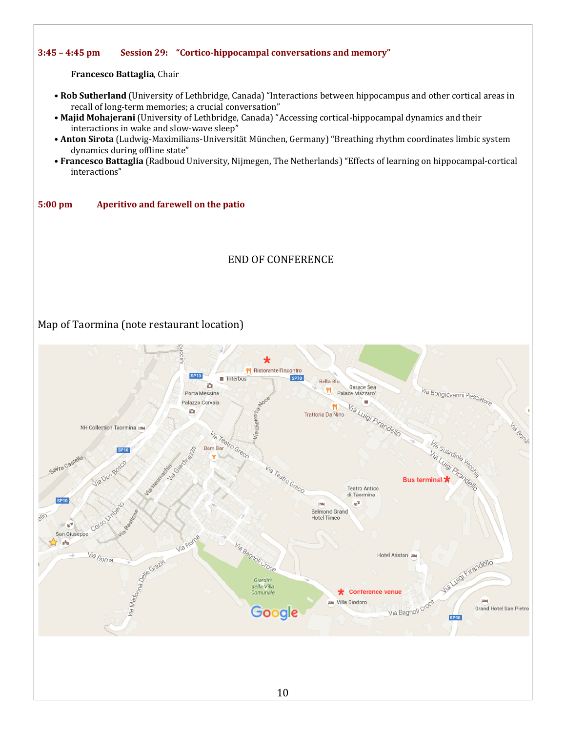**3:45 – 4:45 pm Session 29: "Cortico-hippocampal conversations and memory"**

**Francesco Battaglia**, Chair

- **Rob Sutherland** (University of Lethbridge, Canada) "Interactions between hippocampus and other cortical areas in recall of long-term memories; a crucial conversation"
- **Majid Mohajerani** (University of Lethbridge, Canada) "Accessing cortical-hippocampal dynamics and their interactions in wake and slow-wave sleep"
- **Anton Sirota** (Ludwig-Maximilians-Universität München, Germany) "Breathing rhythm coordinates limbic system dynamics during offline state"
- **Francesco Battaglia** (Radboud University, Nijmegen, The Netherlands) "Effects of learning on hippocampal-cortical interactions"

**5:00 pm Aperitivo and farewell on the patio**

END OF CONFERENCE

Map of Taormina (note restaurant location)

Ristorante l'Incontro
Bus terminal
Conference venue